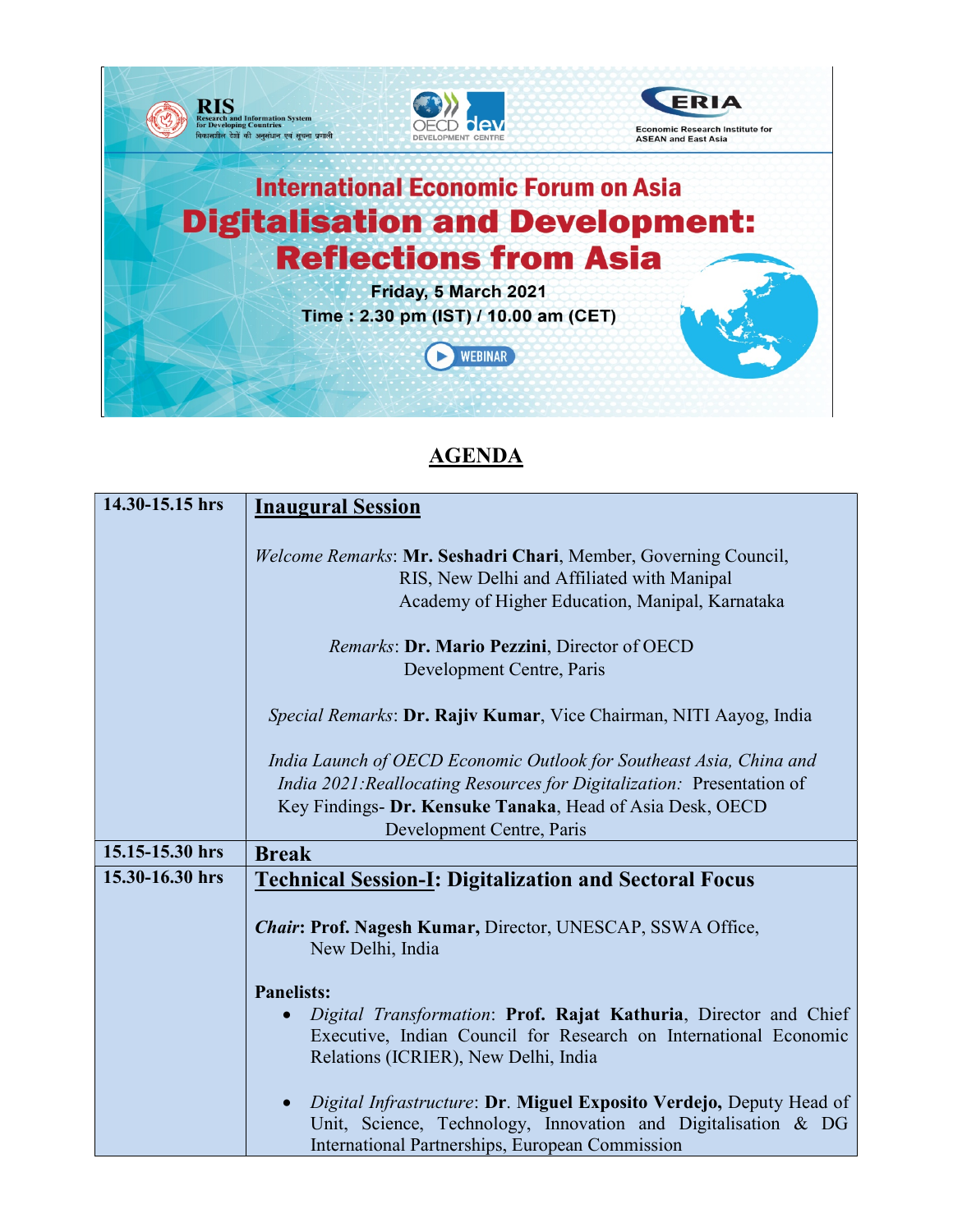RIS Research and Information System for Developing Countries
विकासशील देशों की अनुसंधान एवं सूचना प्रणाली

OECD dev DEVELOPMENT CENTRE

ERIA Economic Research Institute for ASEAN and East Asia

## International Economic Forum on Asia

# Digitalisation and Development: Reflections from Asia

**Friday, 5 March 2021**

**Time : 2.30 pm (IST) / 10.00 am (CET)**

WEBINAR

## AGENDA

| | |
|---|---|
| **14.30-15.15 hrs** | **Inaugural Session**<br><br>*Welcome Remarks*: **Mr. Seshadri Chari**, Member, Governing Council, RIS, New Delhi and Affiliated with Manipal Academy of Higher Education, Manipal, Karnataka<br><br>*Remarks*: **Dr. Mario Pezzini**, Director of OECD Development Centre, Paris<br><br>*Special Remarks*: **Dr. Rajiv Kumar**, Vice Chairman, NITI Aayog, India<br><br>*India Launch of OECD Economic Outlook for Southeast Asia, China and India 2021:Reallocating Resources for Digitalization:* Presentation of Key Findings- **Dr. Kensuke Tanaka**, Head of Asia Desk, OECD Development Centre, Paris |
| **15.15-15.30 hrs** | **Break** |
| **15.30-16.30 hrs** | **Technical Session-I: Digitalization and Sectoral Focus**<br><br>***Chair*: Prof. Nagesh Kumar,** Director, UNESCAP, SSWA Office, New Delhi, India<br><br>**Panelists:**<br>• *Digital Transformation*: **Prof. Rajat Kathuria**, Director and Chief Executive, Indian Council for Research on International Economic Relations (ICRIER), New Delhi, India<br><br>• *Digital Infrastructure*: **Dr. Miguel Exposito Verdejo,** Deputy Head of Unit, Science, Technology, Innovation and Digitalisation & DG International Partnerships, European Commission |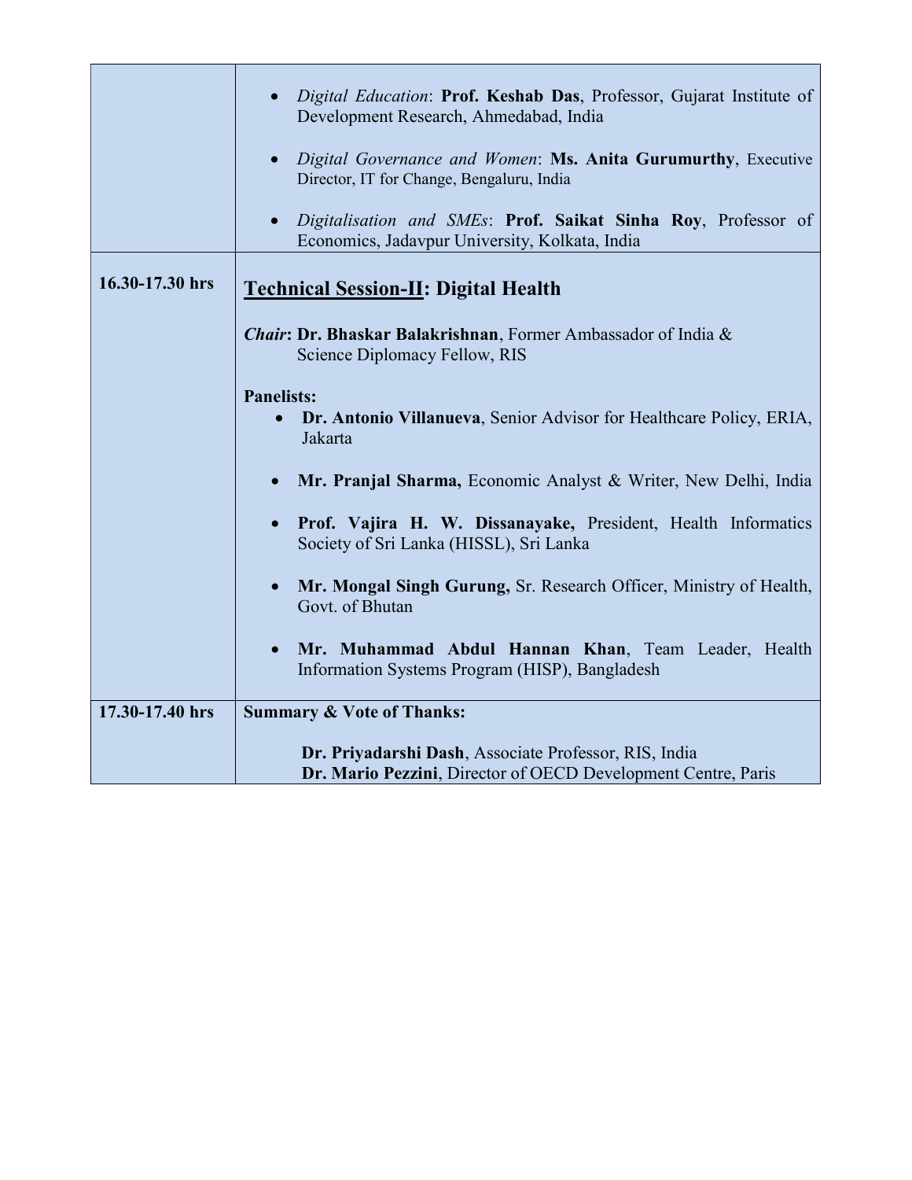| | |
|---|---|
| | • *Digital Education*: **Prof. Keshab Das**, Professor, Gujarat Institute of Development Research, Ahmedabad, India<br><br>• *Digital Governance and Women*: **Ms. Anita Gurumurthy**, Executive Director, IT for Change, Bengaluru, India<br><br>• *Digitalisation and SMEs*: **Prof. Saikat Sinha Roy**, Professor of Economics, Jadavpur University, Kolkata, India |
| **16.30-17.30 hrs** | **<u>Technical Session-II</u>: Digital Health**<br><br>***Chair*: Dr. Bhaskar Balakrishnan**, Former Ambassador of India & Science Diplomacy Fellow, RIS<br><br>**Panelists:**<br>• **Dr. Antonio Villanueva**, Senior Advisor for Healthcare Policy, ERIA, Jakarta<br><br>• **Mr. Pranjal Sharma,** Economic Analyst & Writer, New Delhi, India<br><br>• **Prof. Vajira H. W. Dissanayake,** President, Health Informatics Society of Sri Lanka (HISSL), Sri Lanka<br><br>• **Mr. Mongal Singh Gurung,** Sr. Research Officer, Ministry of Health, Govt. of Bhutan<br><br>• **Mr. Muhammad Abdul Hannan Khan**, Team Leader, Health Information Systems Program (HISP), Bangladesh |
| **17.30-17.40 hrs** | **Summary & Vote of Thanks:**<br><br>**Dr. Priyadarshi Dash**, Associate Professor, RIS, India<br>**Dr. Mario Pezzini**, Director of OECD Development Centre, Paris |